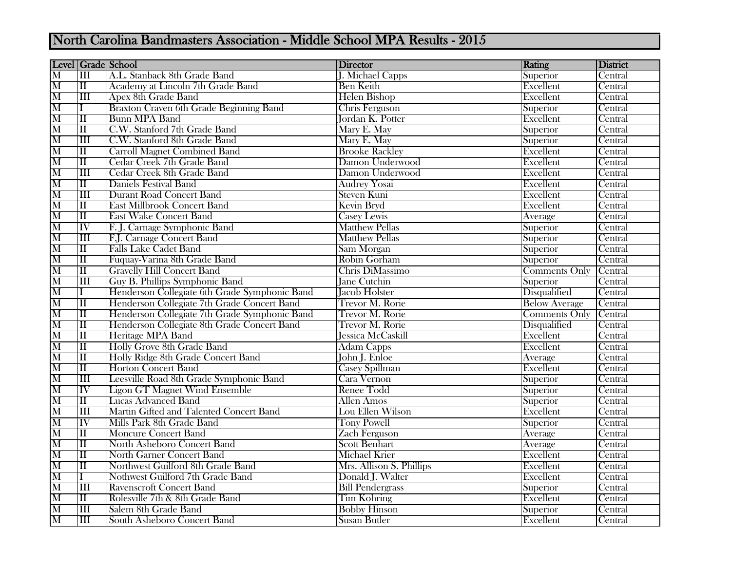# North Carolina Bandmasters Association - Middle School MPA Results - 2015

| Level | Grade | School | Director | Rating | District |
|---|---|---|---|---|---|
| M | III | A.L. Stanback 8th Grade Band | J. Michael Capps | Superior | Central |
| M | II | Academy at Lincoln 7th Grade Band | Ben Keith | Excellent | Central |
| M | III | Apex 8th Grade Band | Helen Bishop | Excellent | Central |
| M | I | Braxton Craven 6th Grade Beginning Band | Chris Ferguson | Superior | Central |
| M | II | Bunn MPA Band | Jordan K. Potter | Excellent | Central |
| M | II | C.W. Stanford 7th Grade Band | Mary E. May | Superior | Central |
| M | III | C.W. Stanford 8th Grade Band | Mary E. May | Superior | Central |
| M | II | Carroll Magnet Combined Band | Brooke Rackley | Excellent | Central |
| M | II | Cedar Creek 7th Grade Band | Damon Underwood | Excellent | Central |
| M | III | Cedar Creek 8th Grade Band | Damon Underwood | Excellent | Central |
| M | II | Daniels Festival Band | Audrey Yosai | Excellent | Central |
| M | III | Durant Road Concert Band | Steven Kuni | Excellent | Central |
| M | II | East Millbrook Concert Band | Kevin Bryd | Excellent | Central |
| M | II | East Wake Concert Band | Casey Lewis | Average | Central |
| M | IV | F. J. Carnage Symphonic Band | Matthew Pellas | Superior | Central |
| M | III | F.J. Carnage Concert Band | Matthew Pellas | Superior | Central |
| M | II | Falls Lake Cadet Band | Sam Morgan | Superior | Central |
| M | II | Fuquay-Varina 8th Grade Band | Robin Gorham | Superior | Central |
| M | II | Gravelly Hill Concert Band | Chris DiMassimo | Comments Only | Central |
| M | III | Guy B. Phillips Symphonic Band | Jane Cutchin | Superior | Central |
| M | I | Henderson Collegiate 6th Grade Symphonic Band | Jacob Holster | Disqualified | Central |
| M | II | Henderson Collegiate 7th Grade Concert Band | Trevor M. Rorie | Below Average | Central |
| M | II | Henderson Collegiate 7th Grade Symphonic Band | Trevor M. Rorie | Comments Only | Central |
| M | II | Henderson Collegiate 8th Grade Concert Band | Trevor M. Rorie | Disqualified | Central |
| M | II | Heritage MPA Band | Jessica McCaskill | Excellent | Central |
| M | II | Holly Grove 8th Grade Band | Adam Capps | Excellent | Central |
| M | II | Holly Ridge 8th Grade Concert Band | John J. Enloe | Average | Central |
| M | II | Horton Concert Band | Casey Spillman | Excellent | Central |
| M | III | Leesville Road 8th Grade Symphonic Band | Cara Vernon | Superior | Central |
| M | IV | Ligon GT Magnet Wind Ensemble | Renee Todd | Superior | Central |
| M | II | Lucas Advanced Band | Allen Amos | Superior | Central |
| M | III | Martin Gifted and Talented Concert Band | Lou Ellen Wilson | Excellent | Central |
| M | IV | Mills Park 8th Grade Band | Tony Powell | Superior | Central |
| M | II | Moncure Concert Band | Zach Ferguson | Average | Central |
| M | II | North Asheboro Concert Band | Scott Benhart | Average | Central |
| M | II | North Garner Concert Band | Michael Krier | Excellent | Central |
| M | II | Northwest Guilford 8th Grade Band | Mrs. Allison S. Phillips | Excellent | Central |
| M | I | Nothwest Guilford 7th Grade Band | Donald J. Walter | Excellent | Central |
| M | III | Ravenscroft Concert Band | Bill Pendergrass | Superior | Central |
| M | II | Rolesville 7th & 8th Grade Band | Tim Kohring | Excellent | Central |
| M | III | Salem 8th Grade Band | Bobby Hinson | Superior | Central |
| M | III | South Asheboro Concert Band | Susan Butler | Excellent | Central |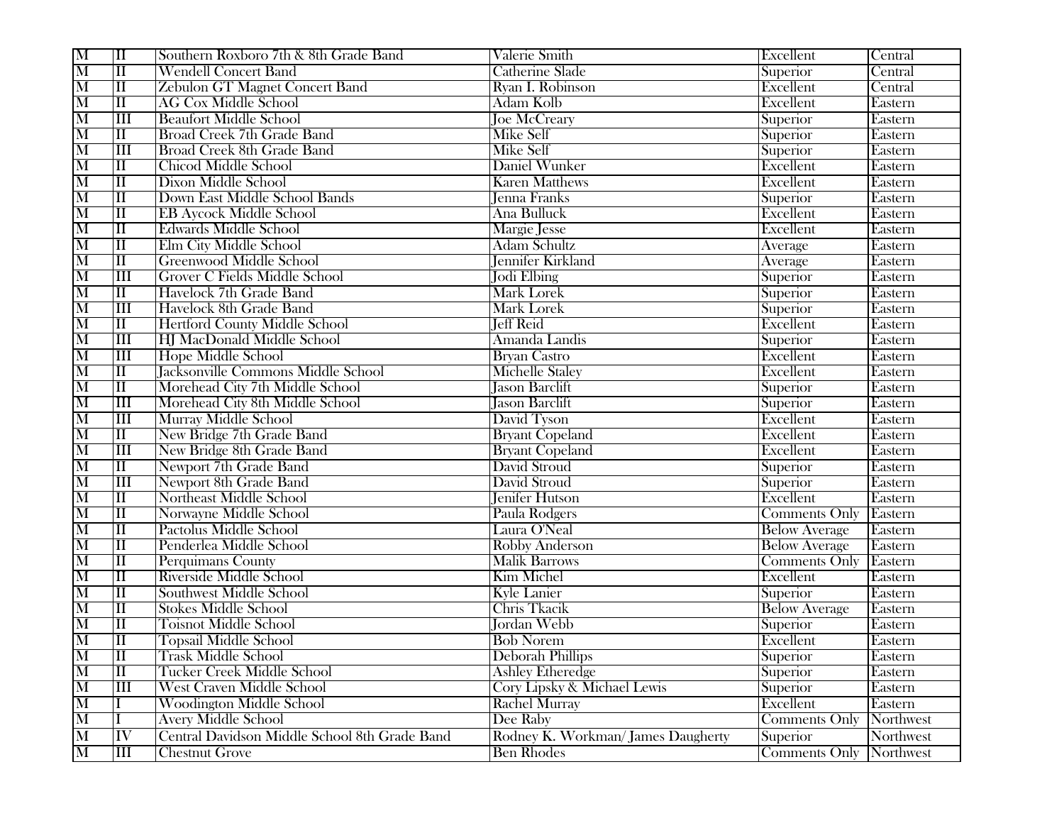| M | II | Southern Roxboro 7th & 8th Grade Band | Valerie Smith | Excellent | Central |
|---|---|---|---|---|---|
| M | II | Wendell Concert Band | Catherine Slade | Superior | Central |
| M | II | Zebulon GT Magnet Concert Band | Ryan I. Robinson | Excellent | Central |
| M | II | AG Cox Middle School | Adam Kolb | Excellent | Eastern |
| M | III | Beaufort Middle School | Joe McCreary | Superior | Eastern |
| M | II | Broad Creek 7th Grade Band | Mike Self | Superior | Eastern |
| M | III | Broad Creek 8th Grade Band | Mike Self | Superior | Eastern |
| M | II | Chicod Middle School | Daniel Wunker | Excellent | Eastern |
| M | II | Dixon Middle School | Karen Matthews | Excellent | Eastern |
| M | II | Down East Middle School Bands | Jenna Franks | Superior | Eastern |
| M | II | EB Aycock Middle School | Ana Bulluck | Excellent | Eastern |
| M | II | Edwards Middle School | Margie Jesse | Excellent | Eastern |
| M | II | Elm City Middle School | Adam Schultz | Average | Eastern |
| M | II | Greenwood Middle School | Jennifer Kirkland | Average | Eastern |
| M | III | Grover C Fields Middle School | Jodi Elbing | Superior | Eastern |
| M | II | Havelock 7th Grade Band | Mark Lorek | Superior | Eastern |
| M | III | Havelock 8th Grade Band | Mark Lorek | Superior | Eastern |
| M | II | Hertford County Middle School | Jeff Reid | Excellent | Eastern |
| M | III | HJ MacDonald Middle School | Amanda Landis | Superior | Eastern |
| M | III | Hope Middle School | Bryan Castro | Excellent | Eastern |
| M | II | Jacksonville Commons Middle School | Michelle Staley | Excellent | Eastern |
| M | II | Morehead City 7th Middle School | Jason Barclift | Superior | Eastern |
| M | III | Morehead City 8th Middle School | Jason Barclift | Superior | Eastern |
| M | III | Murray Middle School | David Tyson | Excellent | Eastern |
| M | II | New Bridge 7th Grade Band | Bryant Copeland | Excellent | Eastern |
| M | III | New Bridge 8th Grade Band | Bryant Copeland | Excellent | Eastern |
| M | II | Newport 7th Grade Band | David Stroud | Superior | Eastern |
| M | III | Newport 8th Grade Band | David Stroud | Superior | Eastern |
| M | II | Northeast Middle School | Jenifer Hutson | Excellent | Eastern |
| M | II | Norwayne Middle School | Paula Rodgers | Comments Only | Eastern |
| M | II | Pactolus Middle School | Laura O'Neal | Below Average | Eastern |
| M | II | Penderlea Middle School | Robby Anderson | Below Average | Eastern |
| M | II | Perquimans County | Malik Barrows | Comments Only | Eastern |
| M | II | Riverside Middle School | Kim Michel | Excellent | Eastern |
| M | II | Southwest Middle School | Kyle Lanier | Superior | Eastern |
| M | II | Stokes Middle School | Chris Tkacik | Below Average | Eastern |
| M | II | Toisnot Middle School | Jordan Webb | Superior | Eastern |
| M | II | Topsail Middle School | Bob Norem | Excellent | Eastern |
| M | II | Trask Middle School | Deborah Phillips | Superior | Eastern |
| M | II | Tucker Creek Middle School | Ashley Etheredge | Superior | Eastern |
| M | III | West Craven Middle School | Cory Lipsky & Michael Lewis | Superior | Eastern |
| M | I | Woodington Middle School | Rachel Murray | Excellent | Eastern |
| M | I | Avery Middle School | Dee Raby | Comments Only | Northwest |
| M | IV | Central Davidson Middle School 8th Grade Band | Rodney K. Workman/ James Daugherty | Superior | Northwest |
| M | III | Chestnut Grove | Ben Rhodes | Comments Only | Northwest |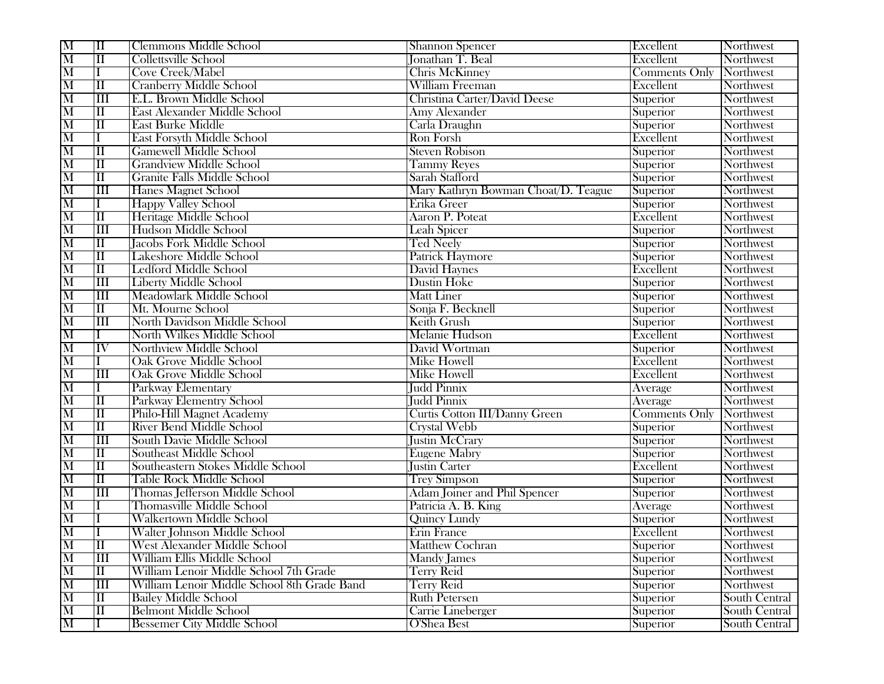| M | II | Clemmons Middle School | Shannon Spencer | Excellent | Northwest |
|---|---|---|---|---|---|
| M | II | Collettsville School | Jonathan T. Beal | Excellent | Northwest |
| M | I | Cove Creek/Mabel | Chris McKinney | Comments Only | Northwest |
| M | II | Cranberry Middle School | William Freeman | Excellent | Northwest |
| M | III | E.L. Brown Middle School | Christina Carter/David Deese | Superior | Northwest |
| M | II | East Alexander Middle School | Amy Alexander | Superior | Northwest |
| M | II | East Burke Middle | Carla Draughn | Superior | Northwest |
| M | I | East Forsyth Middle School | Ron Forsh | Excellent | Northwest |
| M | II | Gamewell Middle School | Steven Robison | Superior | Northwest |
| M | II | Grandview Middle School | Tammy Reyes | Superior | Northwest |
| M | II | Granite Falls Middle School | Sarah Stafford | Superior | Northwest |
| M | III | Hanes Magnet School | Mary Kathryn Bowman Choat/D. Teague | Superior | Northwest |
| M | I | Happy Valley School | Erika Greer | Superior | Northwest |
| M | II | Heritage Middle School | Aaron P. Poteat | Excellent | Northwest |
| M | III | Hudson Middle School | Leah Spicer | Superior | Northwest |
| M | II | Jacobs Fork Middle School | Ted Neely | Superior | Northwest |
| M | II | Lakeshore Middle School | Patrick Haymore | Superior | Northwest |
| M | II | Ledford Middle School | David Haynes | Excellent | Northwest |
| M | III | Liberty Middle School | Dustin Hoke | Superior | Northwest |
| M | III | Meadowlark Middle School | Matt Liner | Superior | Northwest |
| M | II | Mt. Mourne School | Sonja F. Becknell | Superior | Northwest |
| M | III | North Davidson Middle School | Keith Grush | Superior | Northwest |
| M | I | North Wilkes Middle School | Melanie Hudson | Excellent | Northwest |
| M | IV | Northview Middle School | David Wortman | Superior | Northwest |
| M | I | Oak Grove Middle School | Mike Howell | Excellent | Northwest |
| M | III | Oak Grove Middle School | Mike Howell | Excellent | Northwest |
| M | I | Parkway Elementary | Judd Pinnix | Average | Northwest |
| M | II | Parkway Elementry School | Judd Pinnix | Average | Northwest |
| M | II | Philo-Hill Magnet Academy | Curtis Cotton III/Danny Green | Comments Only | Northwest |
| M | II | River Bend Middle School | Crystal Webb | Superior | Northwest |
| M | III | South Davie Middle School | Justin McCrary | Superior | Northwest |
| M | II | Southeast Middle School | Eugene Mabry | Superior | Northwest |
| M | II | Southeastern Stokes Middle School | Justin Carter | Excellent | Northwest |
| M | II | Table Rock Middle School | Trey Simpson | Superior | Northwest |
| M | III | Thomas Jefferson Middle School | Adam Joiner and Phil Spencer | Superior | Northwest |
| M | I | Thomasville Middle School | Patricia A. B. King | Average | Northwest |
| M | I | Walkertown Middle School | Quincy Lundy | Superior | Northwest |
| M | I | Walter Johnson Middle School | Erin France | Excellent | Northwest |
| M | II | West Alexander Middle School | Matthew Cochran | Superior | Northwest |
| M | III | William Ellis Middle School | Mandy James | Superior | Northwest |
| M | II | William Lenoir Middle School 7th Grade | Terry Reid | Superior | Northwest |
| M | III | William Lenoir Middle School 8th Grade Band | Terry Reid | Superior | Northwest |
| M | II | Bailey Middle School | Ruth Petersen | Superior | South Central |
| M | II | Belmont Middle School | Carrie Lineberger | Superior | South Central |
| M | I | Bessemer City Middle School | O'Shea Best | Superior | South Central |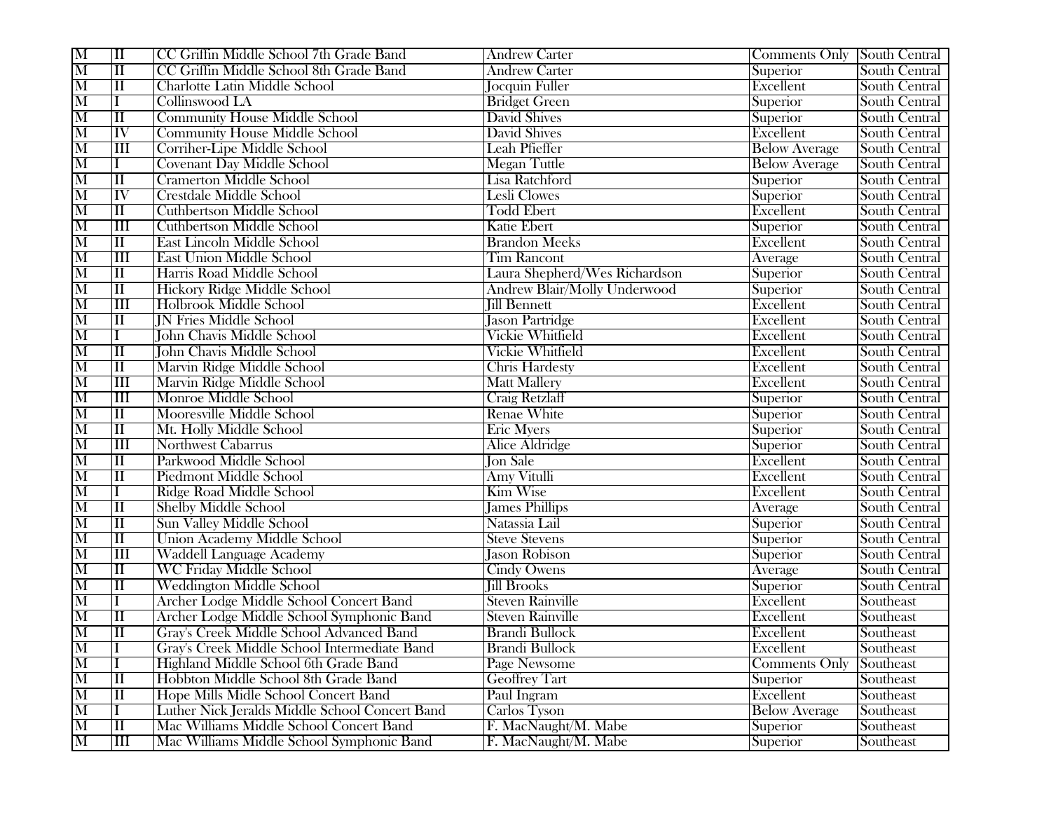| | | | | | |
|---|---|---|---|---|---|
| M | II | CC Griffin Middle School 7th Grade Band | Andrew Carter | Comments Only | South Central |
| M | II | CC Griffin Middle School 8th Grade Band | Andrew Carter | Superior | South Central |
| M | II | Charlotte Latin Middle School | Jocquin Fuller | Excellent | South Central |
| M | I | Collinswood LA | Bridget Green | Superior | South Central |
| M | II | Community House Middle School | David Shives | Superior | South Central |
| M | IV | Community House Middle School | David Shives | Excellent | South Central |
| M | III | Corriher-Lipe Middle School | Leah Pfieffer | Below Average | South Central |
| M | I | Covenant Day Middle School | Megan Tuttle | Below Average | South Central |
| M | II | Cramerton Middle School | Lisa Ratchford | Superior | South Central |
| M | IV | Crestdale Middle School | Lesli Clowes | Superior | South Central |
| M | II | Cuthbertson Middle School | Todd Ebert | Excellent | South Central |
| M | III | Cuthbertson Middle School | Katie Ebert | Superior | South Central |
| M | II | East Lincoln Middle School | Brandon Meeks | Excellent | South Central |
| M | III | East Union Middle School | Tim Rancont | Average | South Central |
| M | II | Harris Road Middle School | Laura Shepherd/Wes Richardson | Superior | South Central |
| M | II | Hickory Ridge Middle School | Andrew Blair/Molly Underwood | Superior | South Central |
| M | III | Holbrook Middle School | Jill Bennett | Excellent | South Central |
| M | II | JN Fries Middle School | Jason Partridge | Excellent | South Central |
| M | I | John Chavis Middle School | Vickie Whitfield | Excellent | South Central |
| M | II | John Chavis Middle School | Vickie Whitfield | Excellent | South Central |
| M | II | Marvin Ridge Middle School | Chris Hardesty | Excellent | South Central |
| M | III | Marvin Ridge Middle School | Matt Mallery | Excellent | South Central |
| M | III | Monroe Middle School | Craig Retzlaff | Superior | South Central |
| M | II | Mooresville Middle School | Renae White | Superior | South Central |
| M | II | Mt. Holly Middle School | Eric Myers | Superior | South Central |
| M | III | Northwest Cabarrus | Alice Aldridge | Superior | South Central |
| M | II | Parkwood Middle School | Jon Sale | Excellent | South Central |
| M | II | Piedmont Middle School | Amy Vitulli | Excellent | South Central |
| M | I | Ridge Road Middle School | Kim Wise | Excellent | South Central |
| M | II | Shelby Middle School | James Phillips | Average | South Central |
| M | II | Sun Valley Middle School | Natassia Lail | Superior | South Central |
| M | II | Union Academy Middle School | Steve Stevens | Superior | South Central |
| M | III | Waddell Language Academy | Jason Robison | Superior | South Central |
| M | II | WC Friday Middle School | Cindy Owens | Average | South Central |
| M | II | Weddington Middle School | Jill Brooks | Superior | South Central |
| M | I | Archer Lodge Middle School Concert Band | Steven Rainville | Excellent | Southeast |
| M | II | Archer Lodge Middle School Symphonic Band | Steven Rainville | Excellent | Southeast |
| M | II | Gray's Creek Middle School Advanced Band | Brandi Bullock | Excellent | Southeast |
| M | I | Gray's Creek Middle School Intermediate Band | Brandi Bullock | Excellent | Southeast |
| M | I | Highland Middle School 6th Grade Band | Page Newsome | Comments Only | Southeast |
| M | II | Hobbton Middle School 8th Grade Band | Geoffrey Tart | Superior | Southeast |
| M | II | Hope Mills Midle School Concert Band | Paul Ingram | Excellent | Southeast |
| M | I | Luther Nick Jeralds Middle School Concert Band | Carlos Tyson | Below Average | Southeast |
| M | II | Mac Williams Middle School Concert Band | F. MacNaught/M. Mabe | Superior | Southeast |
| M | III | Mac Williams Middle School Symphonic Band | F. MacNaught/M. Mabe | Superior | Southeast |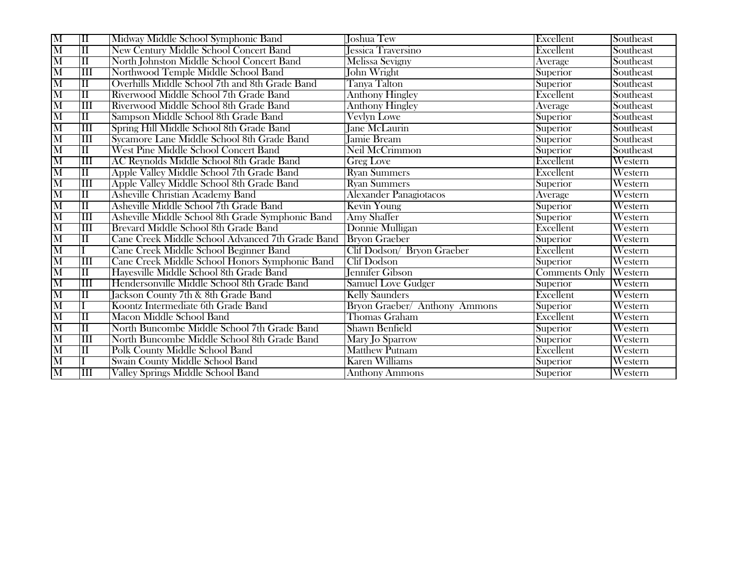| M | II | Midway Middle School Symphonic Band | Joshua Tew | Excellent | Southeast |
|---|---|---|---|---|---|
| M | II | New Century Middle School Concert Band | Jessica Traversino | Excellent | Southeast |
| M | II | North Johnston Middle School Concert Band | Melissa Sevigny | Average | Southeast |
| M | III | Northwood Temple Middle School Band | John Wright | Superior | Southeast |
| M | II | Overhills Middle School 7th and 8th Grade Band | Tanya Talton | Superior | Southeast |
| M | II | Riverwood Middle School 7th Grade Band | Anthony Hingley | Excellent | Southeast |
| M | III | Riverwood Middle School 8th Grade Band | Anthony Hingley | Average | Southeast |
| M | II | Sampson Middle School 8th Grade Band | Vevlyn Lowe | Superior | Southeast |
| M | III | Spring Hill Middle School 8th Grade Band | Jane McLaurin | Superior | Southeast |
| M | III | Sycamore Lane Middle School 8th Grade Band | Jamie Bream | Superior | Southeast |
| M | II | West Pine Middle School Concert Band | Neil McCrimmon | Superior | Southeast |
| M | III | AC Reynolds Middle School 8th Grade Band | Greg Love | Excellent | Western |
| M | II | Apple Valley Middle School 7th Grade Band | Ryan Summers | Excellent | Western |
| M | III | Apple Valley Middle School 8th Grade Band | Ryan Summers | Superior | Western |
| M | II | Asheville Christian Academy Band | Alexander Panagiotacos | Average | Western |
| M | II | Asheville Middle School 7th Grade Band | Kevin Young | Superior | Western |
| M | III | Asheville Middle School 8th Grade Symphonic Band | Amy Shaffer | Superior | Western |
| M | III | Brevard Middle School 8th Grade Band | Donnie Mulligan | Excellent | Western |
| M | II | Cane Creek Middle School Advanced 7th Grade Band | Bryon Graeber | Superior | Western |
| M | I | Cane Creek Middle School Beginner Band | Clif Dodson/ Bryon Graeber | Excellent | Western |
| M | III | Cane Creek Middle School Honors Symphonic Band | Clif Dodson | Superior | Western |
| M | II | Hayesville Middle School 8th Grade Band | Jennifer Gibson | Comments Only | Western |
| M | III | Hendersonville Middle School 8th Grade Band | Samuel Love Gudger | Superior | Western |
| M | II | Jackson County 7th & 8th Grade Band | Kelly Saunders | Excellent | Western |
| M | I | Koontz Intermediate 6th Grade Band | Bryon Graeber/ Anthony Ammons | Superior | Western |
| M | II | Macon Middle School Band | Thomas Graham | Excellent | Western |
| M | II | North Buncombe Middle School 7th Grade Band | Shawn Benfield | Superior | Western |
| M | III | North Buncombe Middle School 8th Grade Band | Mary Jo Sparrow | Superior | Western |
| M | II | Polk County Middle School Band | Matthew Putnam | Excellent | Western |
| M | I | Swain County Middle School Band | Karen Williams | Superior | Western |
| M | III | Valley Springs Middle School Band | Anthony Ammons | Superior | Western |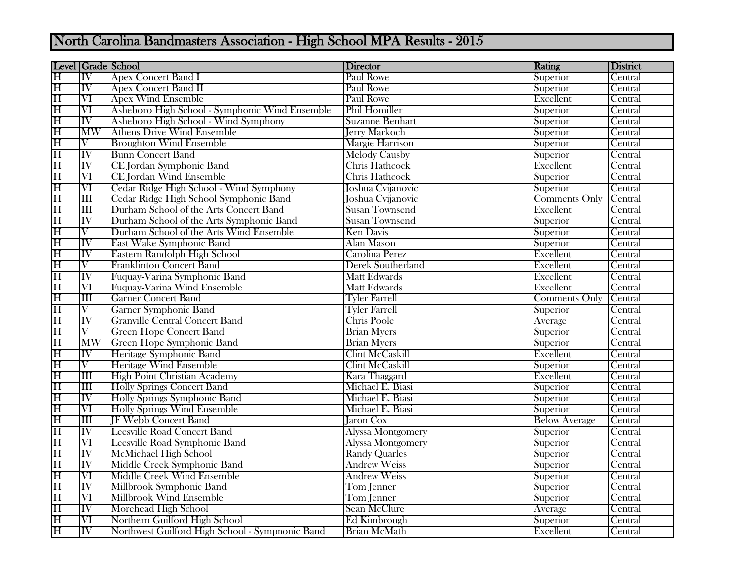# North Carolina Bandmasters Association - High School MPA Results - 2015

| Level | Grade | School | Director | Rating | District |
|---|---|---|---|---|---|
| H | IV | Apex Concert Band I | Paul Rowe | Superior | Central |
| H | IV | Apex Concert Band II | Paul Rowe | Superior | Central |
| H | VI | Apex Wind Ensemble | Paul Rowe | Excellent | Central |
| H | VI | Asheboro High School - Symphonic Wind Ensemble | Phil Homiller | Superior | Central |
| H | IV | Asheboro High School - Wind Symphony | Suzanne Benhart | Superior | Central |
| H | MW | Athens Drive Wind Ensemble | Jerry Markoch | Superior | Central |
| H | V | Broughton Wind Ensemble | Margie Harrison | Superior | Central |
| H | IV | Bunn Concert Band | Melody Causby | Superior | Central |
| H | IV | CE Jordan Symphonic Band | Chris Hathcock | Excellent | Central |
| H | VI | CE Jordan Wind Ensemble | Chris Hathcock | Superior | Central |
| H | VI | Cedar Ridge High School - Wind Symphony | Joshua Cvijanovic | Superior | Central |
| H | III | Cedar Ridge High School Symphonic Band | Joshua Cvijanovic | Comments Only | Central |
| H | III | Durham School of the Arts Concert Band | Susan Townsend | Excellent | Central |
| H | IV | Durham School of the Arts Symphonic Band | Susan Townsend | Superior | Central |
| H | V | Durham School of the Arts Wind Ensemble | Ken Davis | Superior | Central |
| H | IV | East Wake Symphonic Band | Alan Mason | Superior | Central |
| H | IV | Eastern Randolph High School | Carolina Perez | Excellent | Central |
| H | V | Franklinton Concert Band | Derek Southerland | Excellent | Central |
| H | IV | Fuquay-Varina Symphonic Band | Matt Edwards | Excellent | Central |
| H | VI | Fuquay-Varina Wind Ensemble | Matt Edwards | Excellent | Central |
| H | III | Garner Concert Band | Tyler Farrell | Comments Only | Central |
| H | V | Garner Symphonic Band | Tyler Farrell | Superior | Central |
| H | IV | Granville Central Concert Band | Chris Poole | Average | Central |
| H | V | Green Hope Concert Band | Brian Myers | Superior | Central |
| H | MW | Green Hope Symphonic Band | Brian Myers | Superior | Central |
| H | IV | Heritage Symphonic Band | Clint McCaskill | Excellent | Central |
| H | V | Heritage Wind Ensemble | Clint McCaskill | Superior | Central |
| H | III | High Point Christian Academy | Kara Thaggard | Excellent | Central |
| H | III | Holly Springs Concert Band | Michael E. Biasi | Superior | Central |
| H | IV | Holly Springs Symphonic Band | Michael E. Biasi | Superior | Central |
| H | VI | Holly Springs Wind Ensemble | Michael E. Biasi | Superior | Central |
| H | III | JF Webb Concert Band | Jaron Cox | Below Average | Central |
| H | IV | Leesville Road Concert Band | Alyssa Montgomery | Superior | Central |
| H | VI | Leesville Road Symphonic Band | Alyssa Montgomery | Superior | Central |
| H | IV | McMichael High School | Randy Quarles | Superior | Central |
| H | IV | Middle Creek Symphonic Band | Andrew Weiss | Superior | Central |
| H | VI | Middle Creek Wind Ensemble | Andrew Weiss | Superior | Central |
| H | IV | Millbrook Symphonic Band | Tom Jenner | Superior | Central |
| H | VI | Millbrook Wind Ensemble | Tom Jenner | Superior | Central |
| H | IV | Morehead High School | Sean McClure | Average | Central |
| H | VI | Northern Guilford High School | Ed Kimbrough | Superior | Central |
| H | IV | Northwest Guilford High School - Sympnonic Band | Brian McMath | Excellent | Central |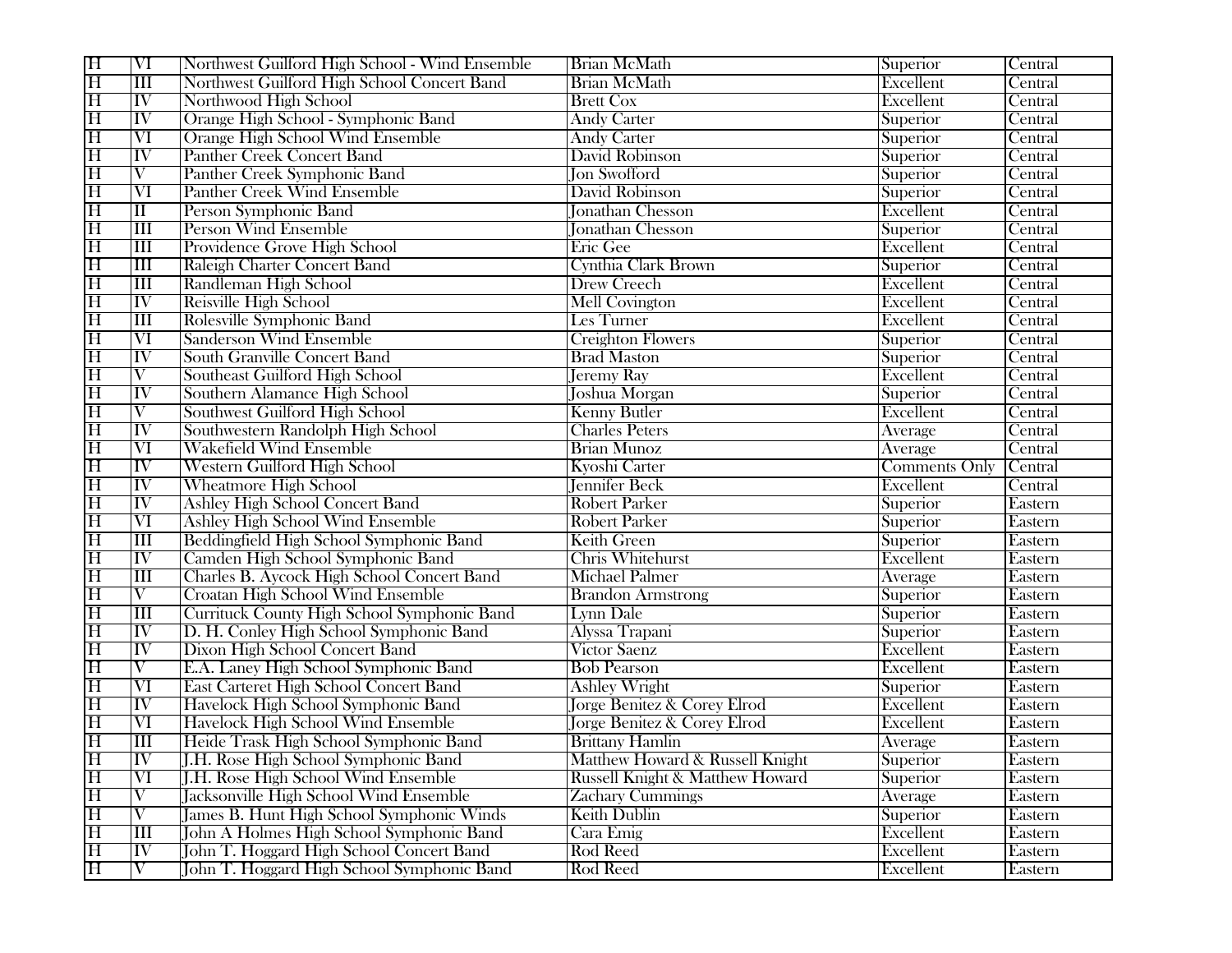| H | VI | Northwest Guilford High School - Wind Ensemble | Brian McMath | Superior | Central |
|---|---|---|---|---|---|
| H | III | Northwest Guilford High School Concert Band | Brian McMath | Excellent | Central |
| H | IV | Northwood High School | Brett Cox | Excellent | Central |
| H | IV | Orange High School - Symphonic Band | Andy Carter | Superior | Central |
| H | VI | Orange High School Wind Ensemble | Andy Carter | Superior | Central |
| H | IV | Panther Creek Concert Band | David Robinson | Superior | Central |
| H | V | Panther Creek Symphonic Band | Jon Swofford | Superior | Central |
| H | VI | Panther Creek Wind Ensemble | David Robinson | Superior | Central |
| H | II | Person Symphonic Band | Jonathan Chesson | Excellent | Central |
| H | III | Person Wind Ensemble | Jonathan Chesson | Superior | Central |
| H | III | Providence Grove High School | Eric Gee | Excellent | Central |
| H | III | Raleigh Charter Concert Band | Cynthia Clark Brown | Superior | Central |
| H | III | Randleman High School | Drew Creech | Excellent | Central |
| H | IV | Reisville High School | Mell Covington | Excellent | Central |
| H | III | Rolesville Symphonic Band | Les Turner | Excellent | Central |
| H | VI | Sanderson Wind Ensemble | Creighton Flowers | Superior | Central |
| H | IV | South Granville Concert Band | Brad Maston | Superior | Central |
| H | V | Southeast Guilford High School | Jeremy Ray | Excellent | Central |
| H | IV | Southern Alamance High School | Joshua Morgan | Superior | Central |
| H | V | Southwest Guilford High School | Kenny Butler | Excellent | Central |
| H | IV | Southwestern Randolph High School | Charles Peters | Average | Central |
| H | VI | Wakefield Wind Ensemble | Brian Munoz | Average | Central |
| H | IV | Western Guilford High School | Kyoshi Carter | Comments Only | Central |
| H | IV | Wheatmore High School | Jennifer Beck | Excellent | Central |
| H | IV | Ashley High School Concert Band | Robert Parker | Superior | Eastern |
| H | VI | Ashley High School Wind Ensemble | Robert Parker | Superior | Eastern |
| H | III | Beddingfield High School Symphonic Band | Keith Green | Superior | Eastern |
| H | IV | Camden High School Symphonic Band | Chris Whitehurst | Excellent | Eastern |
| H | III | Charles B. Aycock High School Concert Band | Michael Palmer | Average | Eastern |
| H | V | Croatan High School Wind Ensemble | Brandon Armstrong | Superior | Eastern |
| H | III | Currituck County High School Symphonic Band | Lynn Dale | Superior | Eastern |
| H | IV | D. H. Conley High School Symphonic Band | Alyssa Trapani | Superior | Eastern |
| H | IV | Dixon High School Concert Band | Victor Saenz | Excellent | Eastern |
| H | V | E.A. Laney High School Symphonic Band | Bob Pearson | Excellent | Eastern |
| H | VI | East Carteret High School Concert Band | Ashley Wright | Superior | Eastern |
| H | IV | Havelock High School Symphonic Band | Jorge Benitez & Corey Elrod | Excellent | Eastern |
| H | VI | Havelock High School Wind Ensemble | Jorge Benitez & Corey Elrod | Excellent | Eastern |
| H | III | Heide Trask High School Symphonic Band | Brittany Hamlin | Average | Eastern |
| H | IV | J.H. Rose High School Symphonic Band | Matthew Howard & Russell Knight | Superior | Eastern |
| H | VI | J.H. Rose High School Wind Ensemble | Russell Knight & Matthew Howard | Superior | Eastern |
| H | V | Jacksonville High School Wind Ensemble | Zachary Cummings | Average | Eastern |
| H | V | James B. Hunt High School Symphonic Winds | Keith Dublin | Superior | Eastern |
| H | III | John A Holmes High School Symphonic Band | Cara Emig | Excellent | Eastern |
| H | IV | John T. Hoggard High School Concert Band | Rod Reed | Excellent | Eastern |
| H | V | John T. Hoggard High School Symphonic Band | Rod Reed | Excellent | Eastern |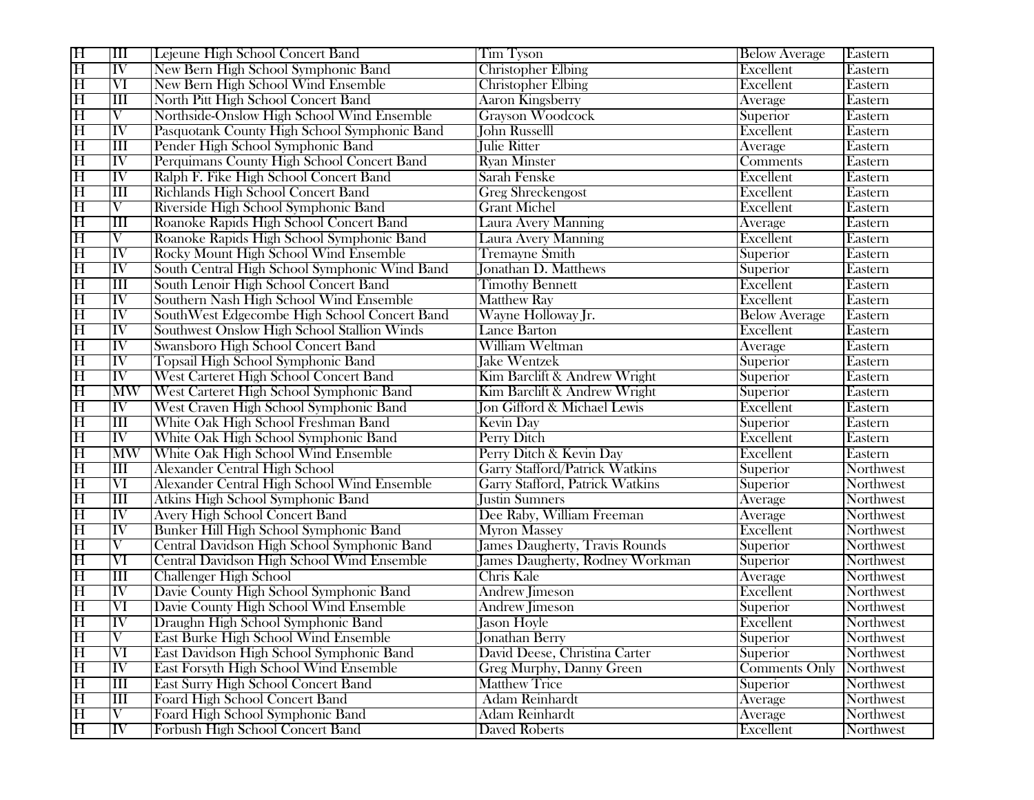| H | III | Lejeune High School Concert Band | Tim Tyson | Below Average | Eastern |
|---|---|---|---|---|---|
| H | IV | New Bern High School Symphonic Band | Christopher Elbing | Excellent | Eastern |
| H | VI | New Bern High School Wind Ensemble | Christopher Elbing | Excellent | Eastern |
| H | III | North Pitt High School Concert Band | Aaron Kingsberry | Average | Eastern |
| H | V | Northside-Onslow High School Wind Ensemble | Grayson Woodcock | Superior | Eastern |
| H | IV | Pasquotank County High School Symphonic Band | John Russelll | Excellent | Eastern |
| H | III | Pender High School Symphonic Band | Julie Ritter | Average | Eastern |
| H | IV | Perquimans County High School Concert Band | Ryan Minster | Comments | Eastern |
| H | IV | Ralph F. Fike High School Concert Band | Sarah Fenske | Excellent | Eastern |
| H | III | Richlands High School Concert Band | Greg Shreckengost | Excellent | Eastern |
| H | V | Riverside High School Symphonic Band | Grant Michel | Excellent | Eastern |
| H | III | Roanoke Rapids High School Concert Band | Laura Avery Manning | Average | Eastern |
| H | V | Roanoke Rapids High School Symphonic Band | Laura Avery Manning | Excellent | Eastern |
| H | IV | Rocky Mount High School Wind Ensemble | Tremayne Smith | Superior | Eastern |
| H | IV | South Central High School Symphonic Wind Band | Jonathan D. Matthews | Superior | Eastern |
| H | III | South Lenoir High School Concert Band | Timothy Bennett | Excellent | Eastern |
| H | IV | Southern Nash High School Wind Ensemble | Matthew Ray | Excellent | Eastern |
| H | IV | SouthWest Edgecombe High School Concert Band | Wayne Holloway Jr. | Below Average | Eastern |
| H | IV | Southwest Onslow High School Stallion Winds | Lance Barton | Excellent | Eastern |
| H | IV | Swansboro High School Concert Band | William Weltman | Average | Eastern |
| H | IV | Topsail High School Symphonic Band | Jake Wentzek | Superior | Eastern |
| H | IV | West Carteret High School Concert Band | Kim Barclift & Andrew Wright | Superior | Eastern |
| H | MW | West Carteret High School Symphonic Band | Kim Barclift & Andrew Wright | Superior | Eastern |
| H | IV | West Craven High School Symphonic Band | Jon Gifford & Michael Lewis | Excellent | Eastern |
| H | III | White Oak High School Freshman Band | Kevin Day | Superior | Eastern |
| H | IV | White Oak High School Symphonic Band | Perry Ditch | Excellent | Eastern |
| H | MW | White Oak High School Wind Ensemble | Perry Ditch & Kevin Day | Excellent | Eastern |
| H | III | Alexander Central High School | Garry Stafford/Patrick Watkins | Superior | Northwest |
| H | VI | Alexander Central High School Wind Ensemble | Garry Stafford, Patrick Watkins | Superior | Northwest |
| H | III | Atkins High School Symphonic Band | Justin Sumners | Average | Northwest |
| H | IV | Avery High School Concert Band | Dee Raby, William Freeman | Average | Northwest |
| H | IV | Bunker Hill High School Symphonic Band | Myron Massey | Excellent | Northwest |
| H | V | Central Davidson High School Symphonic Band | James Daugherty, Travis Rounds | Superior | Northwest |
| H | VI | Central Davidson High School Wind Ensemble | James Daugherty, Rodney Workman | Superior | Northwest |
| H | III | Challenger High School | Chris Kale | Average | Northwest |
| H | IV | Davie County High School Symphonic Band | Andrew Jimeson | Excellent | Northwest |
| H | VI | Davie County High School Wind Ensemble | Andrew Jimeson | Superior | Northwest |
| H | IV | Draughn High School Symphonic Band | Jason Hoyle | Excellent | Northwest |
| H | V | East Burke High School Wind Ensemble | Jonathan Berry | Superior | Northwest |
| H | VI | East Davidson High School Symphonic Band | David Deese, Christina Carter | Superior | Northwest |
| H | IV | East Forsyth High School Wind Ensemble | Greg Murphy, Danny Green | Comments Only | Northwest |
| H | III | East Surry High School Concert Band | Matthew Trice | Superior | Northwest |
| H | III | Foard High School Concert Band | Adam Reinhardt | Average | Northwest |
| H | V | Foard High School Symphonic Band | Adam Reinhardt | Average | Northwest |
| H | IV | Forbush High School Concert Band | Daved Roberts | Excellent | Northwest |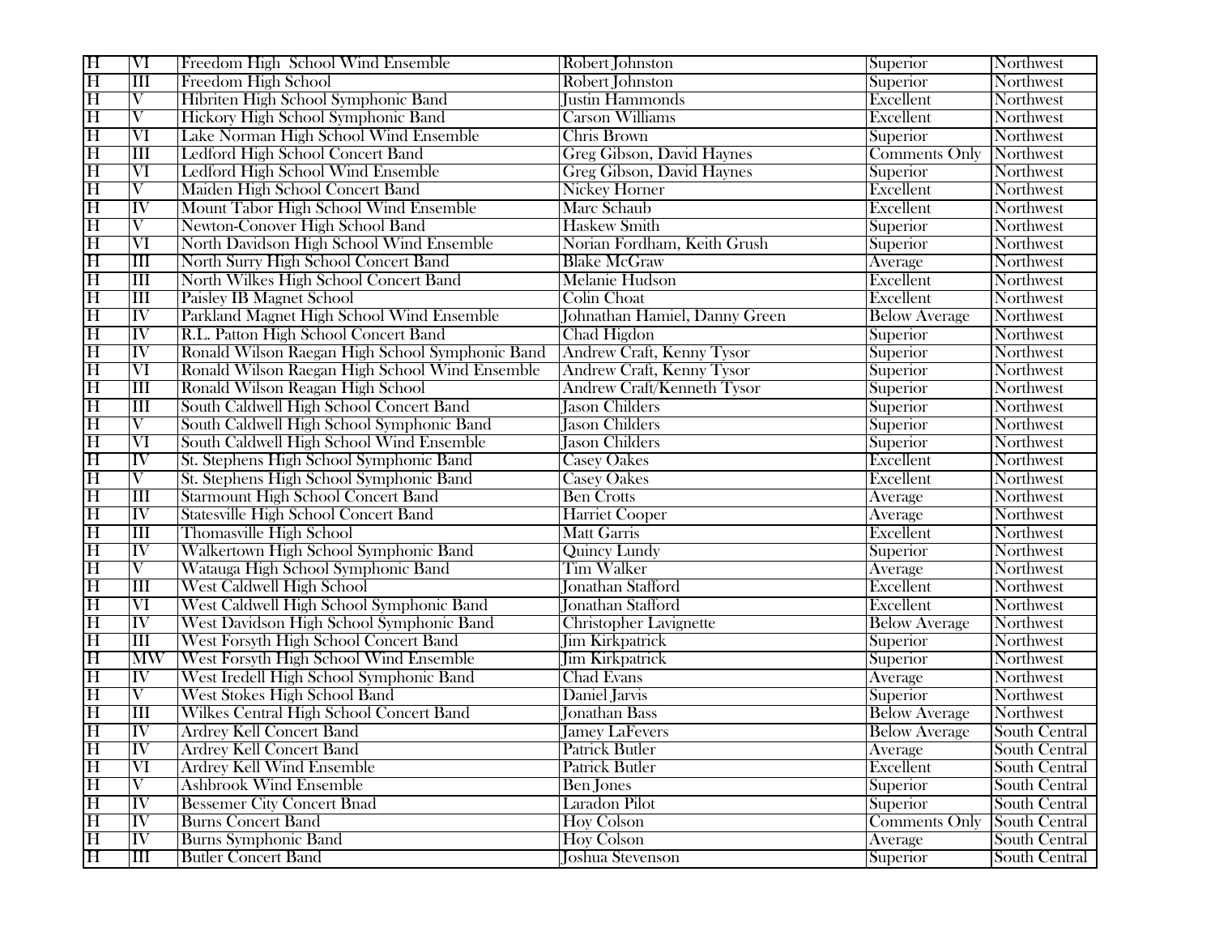| H | VI | Freedom High  School Wind Ensemble | Robert Johnston | Superior | Northwest |
|---|---|---|---|---|---|
| H | III | Freedom High School | Robert Johnston | Superior | Northwest |
| H | V | Hibriten High School Symphonic Band | Justin Hammonds | Excellent | Northwest |
| H | V | Hickory High School Symphonic Band | Carson Williams | Excellent | Northwest |
| H | VI | Lake Norman High School Wind Ensemble | Chris Brown | Superior | Northwest |
| H | III | Ledford High School Concert Band | Greg Gibson, David Haynes | Comments Only | Northwest |
| H | VI | Ledford High School Wind Ensemble | Greg Gibson, David Haynes | Superior | Northwest |
| H | V | Maiden High School Concert Band | Nickey Horner | Excellent | Northwest |
| H | IV | Mount Tabor High School Wind Ensemble | Marc Schaub | Excellent | Northwest |
| H | V | Newton-Conover High School Band | Haskew Smith | Superior | Northwest |
| H | VI | North Davidson High School Wind Ensemble | Norian Fordham, Keith Grush | Superior | Northwest |
| H | III | North Surry High School Concert Band | Blake McGraw | Average | Northwest |
| H | III | North Wilkes High School Concert Band | Melanie Hudson | Excellent | Northwest |
| H | III | Paisley IB Magnet School | Colin Choat | Excellent | Northwest |
| H | IV | Parkland Magnet High School Wind Ensemble | Johnathan Hamiel, Danny Green | Below Average | Northwest |
| H | IV | R.L. Patton High School Concert Band | Chad Higdon | Superior | Northwest |
| H | IV | Ronald Wilson Raegan High School Symphonic Band | Andrew Craft, Kenny Tysor | Superior | Northwest |
| H | VI | Ronald Wilson Raegan High School Wind Ensemble | Andrew Craft, Kenny Tysor | Superior | Northwest |
| H | III | Ronald Wilson Reagan High School | Andrew Craft/Kenneth Tysor | Superior | Northwest |
| H | III | South Caldwell High School Concert Band | Jason Childers | Superior | Northwest |
| H | V | South Caldwell High School Symphonic Band | Jason Childers | Superior | Northwest |
| H | VI | South Caldwell High School Wind Ensemble | Jason Childers | Superior | Northwest |
| H | IV | St. Stephens High School Symphonic Band | Casey Oakes | Excellent | Northwest |
| H | V | St. Stephens High School Symphonic Band | Casey Oakes | Excellent | Northwest |
| H | III | Starmount High School Concert Band | Ben Crotts | Average | Northwest |
| H | IV | Statesville High School Concert Band | Harriet Cooper | Average | Northwest |
| H | III | Thomasville High School | Matt Garris | Excellent | Northwest |
| H | IV | Walkertown High School Symphonic Band | Quincy Lundy | Superior | Northwest |
| H | V | Watauga High School Symphonic Band | Tim Walker | Average | Northwest |
| H | III | West Caldwell High School | Jonathan Stafford | Excellent | Northwest |
| H | VI | West Caldwell High School Symphonic Band | Jonathan Stafford | Excellent | Northwest |
| H | IV | West Davidson High School Symphonic Band | Christopher Lavignette | Below Average | Northwest |
| H | III | West Forsyth High School Concert Band | Jim Kirkpatrick | Superior | Northwest |
| H | MW | West Forsyth High School Wind Ensemble | Jim Kirkpatrick | Superior | Northwest |
| H | IV | West Iredell High School Symphonic Band | Chad Evans | Average | Northwest |
| H | V | West Stokes High School Band | Daniel Jarvis | Superior | Northwest |
| H | III | Wilkes Central High School Concert Band | Jonathan Bass | Below Average | Northwest |
| H | IV | Ardrey Kell Concert Band | Jamey LaFevers | Below Average | South Central |
| H | IV | Ardrey Kell Concert Band | Patrick Butler | Average | South Central |
| H | VI | Ardrey Kell Wind Ensemble | Patrick Butler | Excellent | South Central |
| H | V | Ashbrook Wind Ensemble | Ben Jones | Superior | South Central |
| H | IV | Bessemer City Concert Bnad | Laradon Pilot | Superior | South Central |
| H | IV | Burns Concert Band | Hoy Colson | Comments Only | South Central |
| H | IV | Burns Symphonic Band | Hoy Colson | Average | South Central |
| H | III | Butler Concert Band | Joshua Stevenson | Superior | South Central |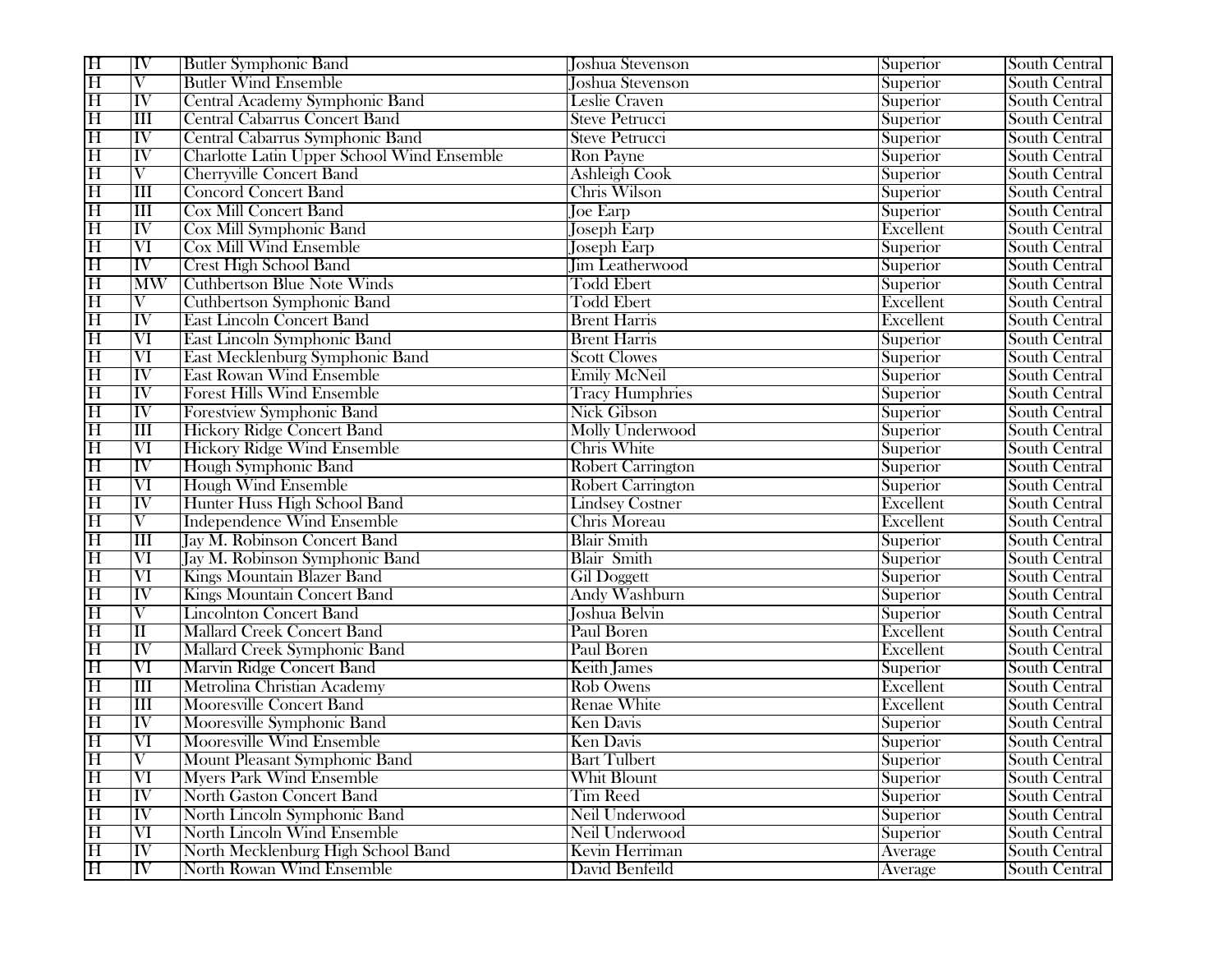| H | IV | Butler Symphonic Band | Joshua Stevenson | Superior | South Central |
|---|---|---|---|---|---|
| H | V | Butler Wind Ensemble | Joshua Stevenson | Superior | South Central |
| H | IV | Central Academy Symphonic Band | Leslie Craven | Superior | South Central |
| H | III | Central Cabarrus Concert Band | Steve Petrucci | Superior | South Central |
| H | IV | Central Cabarrus Symphonic Band | Steve Petrucci | Superior | South Central |
| H | IV | Charlotte Latin Upper School Wind Ensemble | Ron Payne | Superior | South Central |
| H | V | Cherryville Concert Band | Ashleigh Cook | Superior | South Central |
| H | III | Concord Concert Band | Chris Wilson | Superior | South Central |
| H | III | Cox Mill Concert Band | Joe Earp | Superior | South Central |
| H | IV | Cox Mill Symphonic Band | Joseph Earp | Excellent | South Central |
| H | VI | Cox Mill Wind Ensemble | Joseph Earp | Superior | South Central |
| H | IV | Crest High School Band | Jim Leatherwood | Superior | South Central |
| H | MW | Cuthbertson Blue Note Winds | Todd Ebert | Superior | South Central |
| H | V | Cuthbertson Symphonic Band | Todd Ebert | Excellent | South Central |
| H | IV | East Lincoln Concert Band | Brent Harris | Excellent | South Central |
| H | VI | East Lincoln Symphonic Band | Brent Harris | Superior | South Central |
| H | VI | East Mecklenburg Symphonic Band | Scott Clowes | Superior | South Central |
| H | IV | East Rowan Wind Ensemble | Emily McNeil | Superior | South Central |
| H | IV | Forest Hills Wind Ensemble | Tracy Humphries | Superior | South Central |
| H | IV | Forestview Symphonic Band | Nick Gibson | Superior | South Central |
| H | III | Hickory Ridge Concert Band | Molly Underwood | Superior | South Central |
| H | VI | Hickory Ridge Wind Ensemble | Chris White | Superior | South Central |
| H | IV | Hough Symphonic Band | Robert Carrington | Superior | South Central |
| H | VI | Hough Wind Ensemble | Robert Carrington | Superior | South Central |
| H | IV | Hunter Huss High School Band | Lindsey Costner | Excellent | South Central |
| H | V | Independence Wind Ensemble | Chris Moreau | Excellent | South Central |
| H | III | Jay M. Robinson Concert Band | Blair Smith | Superior | South Central |
| H | VI | Jay M. Robinson Symphonic Band | Blair Smith | Superior | South Central |
| H | VI | Kings Mountain Blazer Band | Gil Doggett | Superior | South Central |
| H | IV | Kings Mountain Concert Band | Andy Washburn | Superior | South Central |
| H | V | Lincolnton Concert Band | Joshua Belvin | Superior | South Central |
| H | II | Mallard Creek Concert Band | Paul Boren | Excellent | South Central |
| H | IV | Mallard Creek Symphonic Band | Paul Boren | Excellent | South Central |
| H | VI | Marvin Ridge Concert Band | Keith James | Superior | South Central |
| H | III | Metrolina Christian Academy | Rob Owens | Excellent | South Central |
| H | III | Mooresville Concert Band | Renae White | Excellent | South Central |
| H | IV | Mooresville Symphonic Band | Ken Davis | Superior | South Central |
| H | VI | Mooresville Wind Ensemble | Ken Davis | Superior | South Central |
| H | V | Mount Pleasant Symphonic Band | Bart Tulbert | Superior | South Central |
| H | VI | Myers Park Wind Ensemble | Whit Blount | Superior | South Central |
| H | IV | North Gaston Concert Band | Tim Reed | Superior | South Central |
| H | IV | North Lincoln Symphonic Band | Neil Underwood | Superior | South Central |
| H | VI | North Lincoln Wind Ensemble | Neil Underwood | Superior | South Central |
| H | IV | North Mecklenburg High School Band | Kevin Herriman | Average | South Central |
| H | IV | North Rowan Wind Ensemble | David Benfeild | Average | South Central |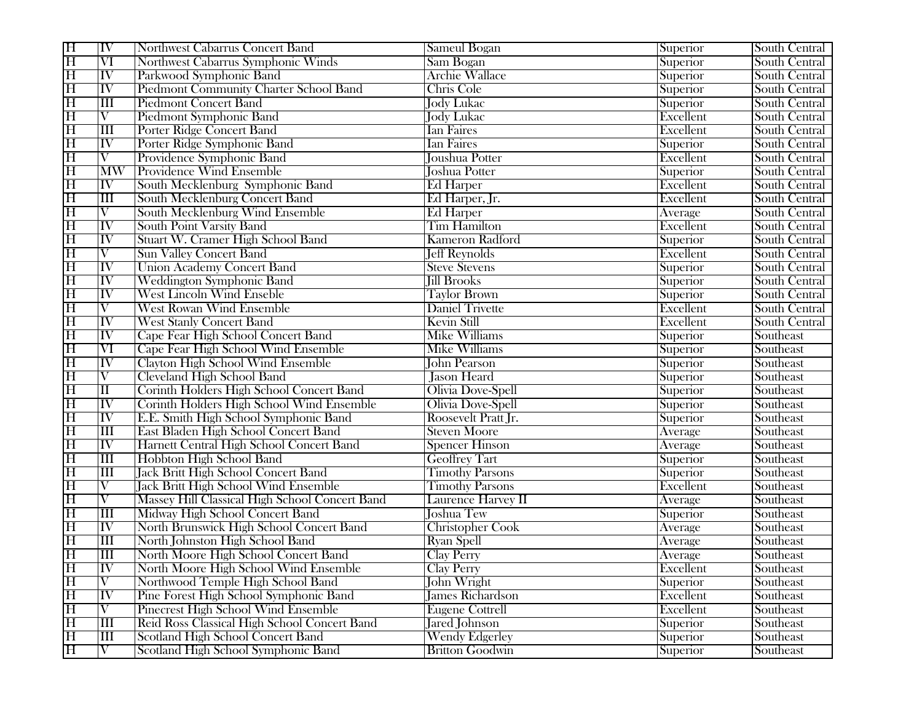| H | IV | Northwest Cabarrus Concert Band | Sameul Bogan | Superior | South Central |
|---|---|---|---|---|---|
| H | VI | Northwest Cabarrus Symphonic Winds | Sam Bogan | Superior | South Central |
| H | IV | Parkwood Symphonic Band | Archie Wallace | Superior | South Central |
| H | IV | Piedmont Community Charter School Band | Chris Cole | Superior | South Central |
| H | III | Piedmont Concert Band | Jody Lukac | Superior | South Central |
| H | V | Piedmont Symphonic Band | Jody Lukac | Excellent | South Central |
| H | III | Porter Ridge Concert Band | Ian Faires | Excellent | South Central |
| H | IV | Porter Ridge Symphonic Band | Ian Faires | Superior | South Central |
| H | V | Providence Symphonic Band | Joushua Potter | Excellent | South Central |
| H | MW | Providence Wind Ensemble | Joshua Potter | Superior | South Central |
| H | IV | South Mecklenburg  Symphonic Band | Ed Harper | Excellent | South Central |
| H | III | South Mecklenburg Concert Band | Ed Harper, Jr. | Excellent | South Central |
| H | V | South Mecklenburg Wind Ensemble | Ed Harper | Average | South Central |
| H | IV | South Point Varsity Band | Tim Hamilton | Excellent | South Central |
| H | IV | Stuart W. Cramer High School Band | Kameron Radford | Superior | South Central |
| H | V | Sun Valley Concert Band | Jeff Reynolds | Excellent | South Central |
| H | IV | Union Academy Concert Band | Steve Stevens | Superior | South Central |
| H | IV | Weddington Symphonic Band | Jill Brooks | Superior | South Central |
| H | IV | West Lincoln Wind Enseble | Taylor Brown | Superior | South Central |
| H | V | West Rowan Wind Ensemble | Daniel Trivette | Excellent | South Central |
| H | IV | West Stanly Concert Band | Kevin Still | Excellent | South Central |
| H | IV | Cape Fear High School Concert Band | Mike Williams | Superior | Southeast |
| H | VI | Cape Fear High School Wind Ensemble | Mike Williams | Superior | Southeast |
| H | IV | Clayton High School Wind Ensemble | John Pearson | Superior | Southeast |
| H | V | Cleveland High School Band | Jason Heard | Superior | Southeast |
| H | II | Corinth Holders High School Concert Band | Olivia Dove-Spell | Superior | Southeast |
| H | IV | Corinth Holders High School Wind Ensemble | Olivia Dove-Spell | Superior | Southeast |
| H | IV | E.E. Smith High School Symphonic Band | Roosevelt Pratt Jr. | Superior | Southeast |
| H | III | East Bladen High School Concert Band | Steven Moore | Average | Southeast |
| H | IV | Harnett Central High School Concert Band | Spencer Hinson | Average | Southeast |
| H | III | Hobbton High School Band | Geoffrey Tart | Superior | Southeast |
| H | III | Jack Britt High School Concert Band | Timothy Parsons | Superior | Southeast |
| H | V | Jack Britt High School Wind Ensemble | Timothy Parsons | Excellent | Southeast |
| H | V | Massey Hill Classical High School Concert Band | Laurence Harvey II | Average | Southeast |
| H | III | Midway High School Concert Band | Joshua Tew | Superior | Southeast |
| H | IV | North Brunswick High School Concert Band | Christopher Cook | Average | Southeast |
| H | III | North Johnston High School Band | Ryan Spell | Average | Southeast |
| H | III | North Moore High School Concert Band | Clay Perry | Average | Southeast |
| H | IV | North Moore High School Wind Ensemble | Clay Perry | Excellent | Southeast |
| H | V | Northwood Temple High School Band | John Wright | Superior | Southeast |
| H | IV | Pine Forest High School Symphonic Band | James Richardson | Excellent | Southeast |
| H | V | Pinecrest High School Wind Ensemble | Eugene Cottrell | Excellent | Southeast |
| H | III | Reid Ross Classical High School Concert Band | Jared Johnson | Superior | Southeast |
| H | III | Scotland High School Concert Band | Wendy Edgerley | Superior | Southeast |
| H | V | Scotland High School Symphonic Band | Britton Goodwin | Superior | Southeast |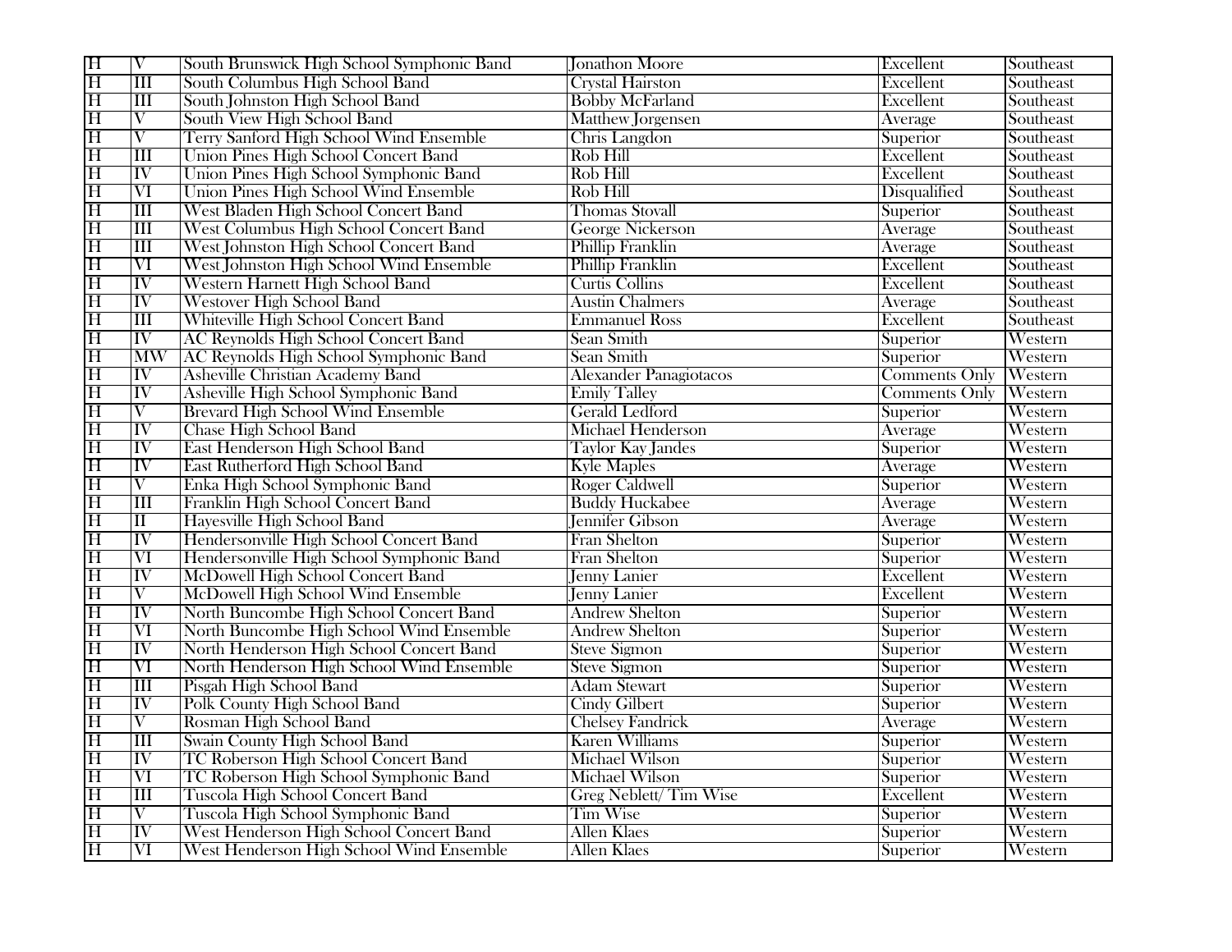| | | | | | |
|---|---|---|---|---|---|
| H | V | South Brunswick High School Symphonic Band | Jonathon Moore | Excellent | Southeast |
| H | III | South Columbus High School Band | Crystal Hairston | Excellent | Southeast |
| H | III | South Johnston High School Band | Bobby McFarland | Excellent | Southeast |
| H | V | South View High School Band | Matthew Jorgensen | Average | Southeast |
| H | V | Terry Sanford High School Wind Ensemble | Chris Langdon | Superior | Southeast |
| H | III | Union Pines High School Concert Band | Rob Hill | Excellent | Southeast |
| H | IV | Union Pines High School Symphonic Band | Rob Hill | Excellent | Southeast |
| H | VI | Union Pines High School Wind Ensemble | Rob Hill | Disqualified | Southeast |
| H | III | West Bladen High School Concert Band | Thomas Stovall | Superior | Southeast |
| H | III | West Columbus High School Concert Band | George Nickerson | Average | Southeast |
| H | III | West Johnston High School Concert Band | Phillip Franklin | Average | Southeast |
| H | VI | West Johnston High School Wind Ensemble | Phillip Franklin | Excellent | Southeast |
| H | IV | Western Harnett High School Band | Curtis Collins | Excellent | Southeast |
| H | IV | Westover High School Band | Austin Chalmers | Average | Southeast |
| H | III | Whiteville High School Concert Band | Emmanuel Ross | Excellent | Southeast |
| H | IV | AC Reynolds High School Concert Band | Sean Smith | Superior | Western |
| H | MW | AC Reynolds High School Symphonic Band | Sean Smith | Superior | Western |
| H | IV | Asheville Christian Academy Band | Alexander Panagiotacos | Comments Only | Western |
| H | IV | Asheville High School Symphonic Band | Emily Talley | Comments Only | Western |
| H | V | Brevard High School Wind Ensemble | Gerald Ledford | Superior | Western |
| H | IV | Chase High School Band | Michael Henderson | Average | Western |
| H | IV | East Henderson High School Band | Taylor Kay Jandes | Superior | Western |
| H | IV | East Rutherford High School Band | Kyle Maples | Average | Western |
| H | V | Enka High School Symphonic Band | Roger Caldwell | Superior | Western |
| H | III | Franklin High School Concert Band | Buddy Huckabee | Average | Western |
| H | II | Hayesville High School Band | Jennifer Gibson | Average | Western |
| H | IV | Hendersonville High School Concert Band | Fran Shelton | Superior | Western |
| H | VI | Hendersonville High School Symphonic Band | Fran Shelton | Superior | Western |
| H | IV | McDowell High School Concert Band | Jenny Lanier | Excellent | Western |
| H | V | McDowell High School Wind Ensemble | Jenny Lanier | Excellent | Western |
| H | IV | North Buncombe High School Concert Band | Andrew Shelton | Superior | Western |
| H | VI | North Buncombe High School Wind Ensemble | Andrew Shelton | Superior | Western |
| H | IV | North Henderson High School Concert Band | Steve Sigmon | Superior | Western |
| H | VI | North Henderson High School Wind Ensemble | Steve Sigmon | Superior | Western |
| H | III | Pisgah High School Band | Adam Stewart | Superior | Western |
| H | IV | Polk County High School Band | Cindy Gilbert | Superior | Western |
| H | V | Rosman High School Band | Chelsey Fandrick | Average | Western |
| H | III | Swain County High School Band | Karen Williams | Superior | Western |
| H | IV | TC Roberson High School Concert Band | Michael Wilson | Superior | Western |
| H | VI | TC Roberson High School Symphonic Band | Michael Wilson | Superior | Western |
| H | III | Tuscola High School Concert Band | Greg Neblett/ Tim Wise | Excellent | Western |
| H | V | Tuscola High School Symphonic Band | Tim Wise | Superior | Western |
| H | IV | West Henderson High School Concert Band | Allen Klaes | Superior | Western |
| H | VI | West Henderson High School Wind Ensemble | Allen Klaes | Superior | Western |